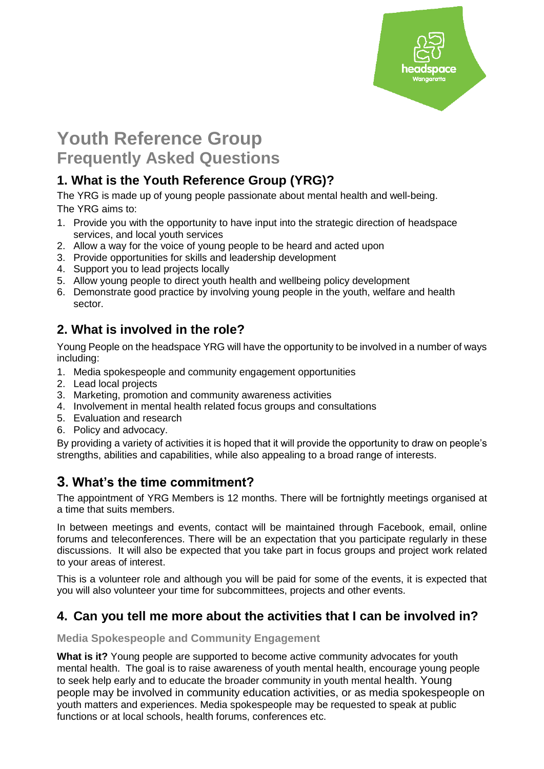# Youth Reference Group
## Frequently Asked Questions

### 1. What is the Youth Reference Group (YRG)?

The YRG is made up of young people passionate about mental health and well-being.
The YRG aims to:

1. Provide you with the opportunity to have input into the strategic direction of headspace services, and local youth services
2. Allow a way for the voice of young people to be heard and acted upon
3. Provide opportunities for skills and leadership development
4. Support you to lead projects locally
5. Allow young people to direct youth health and wellbeing policy development
6. Demonstrate good practice by involving young people in the youth, welfare and health sector.

### 2. What is involved in the role?

Young People on the headspace YRG will have the opportunity to be involved in a number of ways including:

1. Media spokespeople and community engagement opportunities
2. Lead local projects
3. Marketing, promotion and community awareness activities
4. Involvement in mental health related focus groups and consultations
5. Evaluation and research
6. Policy and advocacy.

By providing a variety of activities it is hoped that it will provide the opportunity to draw on people's strengths, abilities and capabilities, while also appealing to a broad range of interests.

### 3. What's the time commitment?

The appointment of YRG Members is 12 months. There will be fortnightly meetings organised at a time that suits members.

In between meetings and events, contact will be maintained through Facebook, email, online forums and teleconferences. There will be an expectation that you participate regularly in these discussions. It will also be expected that you take part in focus groups and project work related to your areas of interest.

This is a volunteer role and although you will be paid for some of the events, it is expected that you will also volunteer your time for subcommittees, projects and other events.

### 4. Can you tell me more about the activities that I can be involved in?

#### Media Spokespeople and Community Engagement

**What is it?** Young people are supported to become active community advocates for youth mental health. The goal is to raise awareness of youth mental health, encourage young people to seek help early and to educate the broader community in youth mental health. Young people may be involved in community education activities, or as media spokespeople on youth matters and experiences. Media spokespeople may be requested to speak at public functions or at local schools, health forums, conferences etc.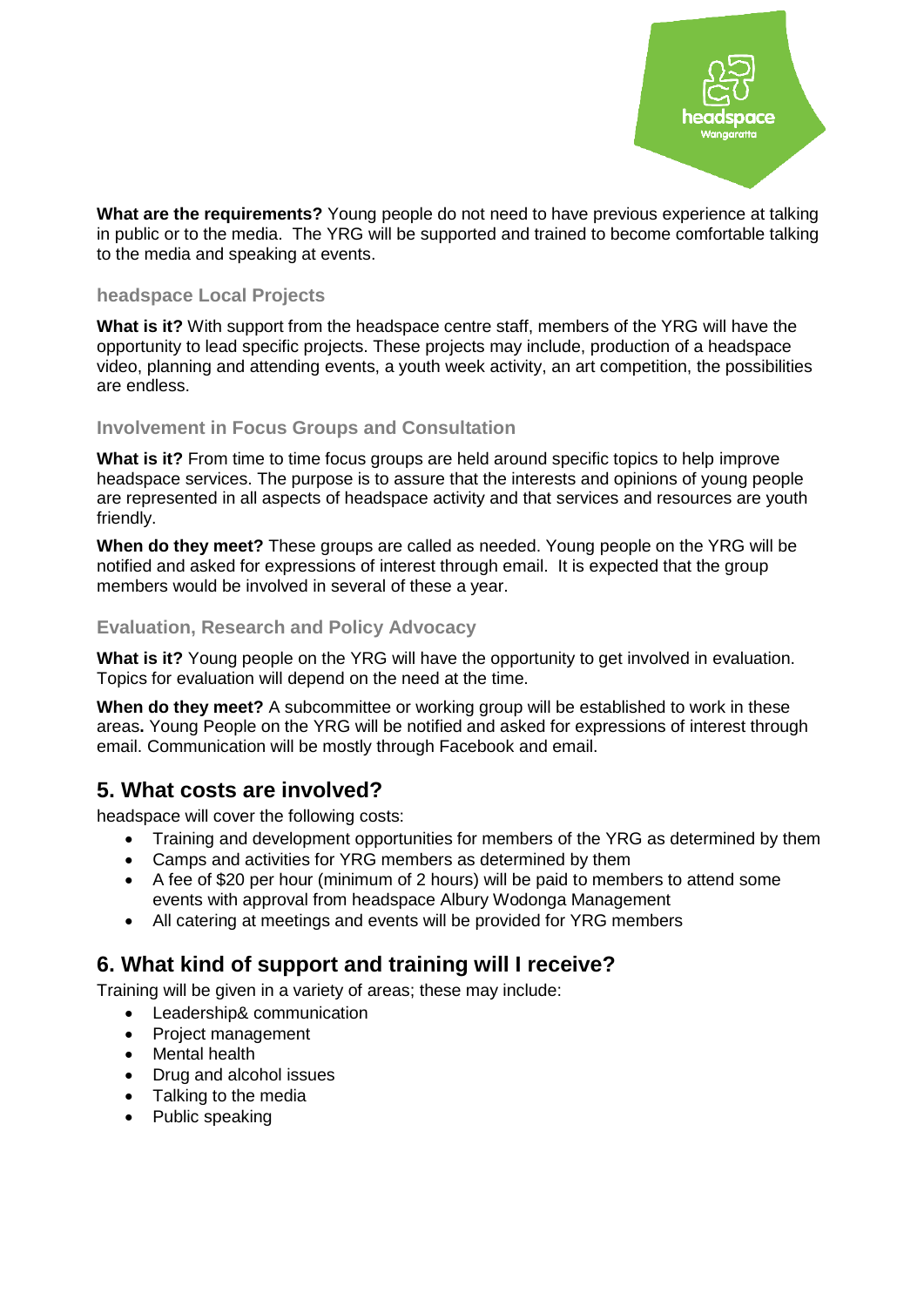**What are the requirements?** Young people do not need to have previous experience at talking in public or to the media. The YRG will be supported and trained to become comfortable talking to the media and speaking at events.

### headspace Local Projects

**What is it?** With support from the headspace centre staff, members of the YRG will have the opportunity to lead specific projects. These projects may include, production of a headspace video, planning and attending events, a youth week activity, an art competition, the possibilities are endless.

### Involvement in Focus Groups and Consultation

**What is it?** From time to time focus groups are held around specific topics to help improve headspace services. The purpose is to assure that the interests and opinions of young people are represented in all aspects of headspace activity and that services and resources are youth friendly.

**When do they meet?** These groups are called as needed. Young people on the YRG will be notified and asked for expressions of interest through email. It is expected that the group members would be involved in several of these a year.

### Evaluation, Research and Policy Advocacy

**What is it?** Young people on the YRG will have the opportunity to get involved in evaluation. Topics for evaluation will depend on the need at the time.

**When do they meet?** A subcommittee or working group will be established to work in these areas**.** Young People on the YRG will be notified and asked for expressions of interest through email. Communication will be mostly through Facebook and email.

## 5. What costs are involved?

headspace will cover the following costs:

- Training and development opportunities for members of the YRG as determined by them
- Camps and activities for YRG members as determined by them
- A fee of $20 per hour (minimum of 2 hours) will be paid to members to attend some events with approval from headspace Albury Wodonga Management
- All catering at meetings and events will be provided for YRG members

## 6. What kind of support and training will I receive?

Training will be given in a variety of areas; these may include:

- Leadership& communication
- Project management
- Mental health
- Drug and alcohol issues
- Talking to the media
- Public speaking